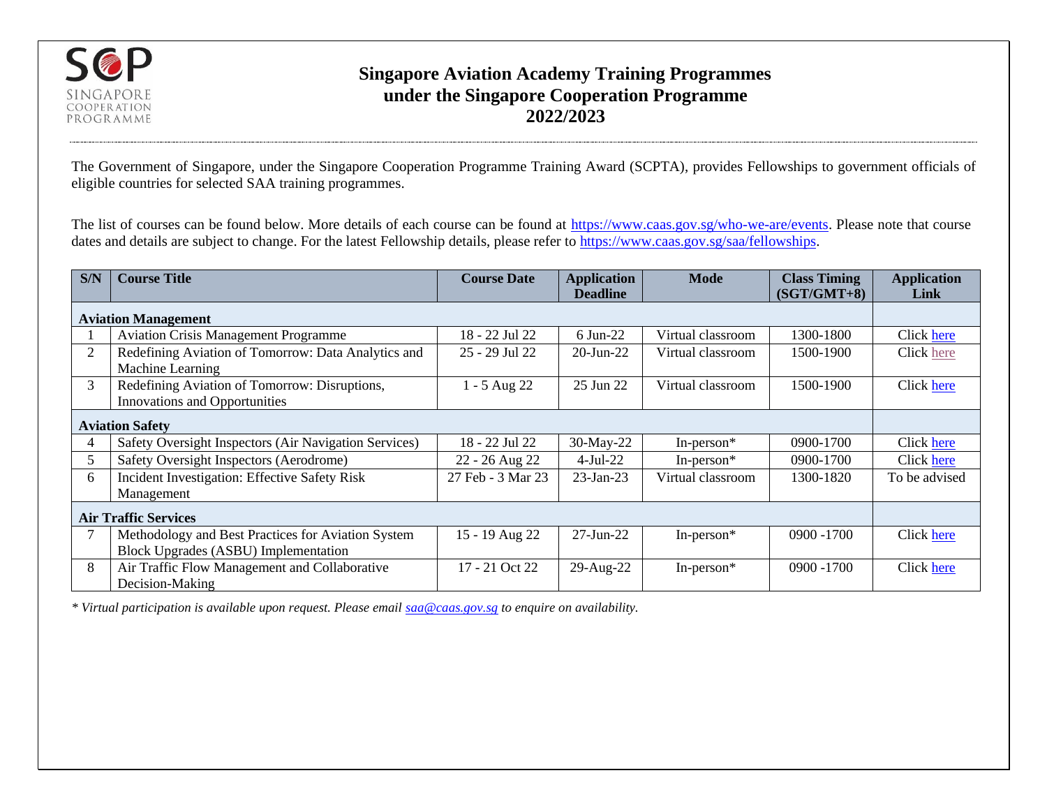# Singapore Aviation Academy Training Programmes under the Singapore Cooperation Programme 2022/2023

The Government of Singapore, under the Singapore Cooperation Programme Training Award (SCPTA), provides Fellowships to government officials of eligible countries for selected SAA training programmes.

The list of courses can be found below. More details of each course can be found at https://www.caas.gov.sg/who-we-are/events. Please note that course dates and details are subject to change. For the latest Fellowship details, please refer to https://www.caas.gov.sg/saa/fellowships.

| S/N | Course Title | Course Date | Application Deadline | Mode | Class Timing (SGT/GMT+8) | Application Link |
|---|---|---|---|---|---|---|
| **Aviation Management** | | | | | | |
| 1 | Aviation Crisis Management Programme | 18 - 22 Jul 22 | 6 Jun-22 | Virtual classroom | 1300-1800 | Click here |
| 2 | Redefining Aviation of Tomorrow: Data Analytics and Machine Learning | 25 - 29 Jul 22 | 20-Jun-22 | Virtual classroom | 1500-1900 | Click here |
| 3 | Redefining Aviation of Tomorrow: Disruptions, Innovations and Opportunities | 1 - 5 Aug 22 | 25 Jun 22 | Virtual classroom | 1500-1900 | Click here |
| **Aviation Safety** | | | | | | |
| 4 | Safety Oversight Inspectors (Air Navigation Services) | 18 - 22 Jul 22 | 30-May-22 | In-person* | 0900-1700 | Click here |
| 5 | Safety Oversight Inspectors (Aerodrome) | 22 - 26 Aug 22 | 4-Jul-22 | In-person* | 0900-1700 | Click here |
| 6 | Incident Investigation: Effective Safety Risk Management | 27 Feb - 3 Mar 23 | 23-Jan-23 | Virtual classroom | 1300-1820 | To be advised |
| **Air Traffic Services** | | | | | | |
| 7 | Methodology and Best Practices for Aviation System Block Upgrades (ASBU) Implementation | 15 - 19 Aug 22 | 27-Jun-22 | In-person* | 0900 -1700 | Click here |
| 8 | Air Traffic Flow Management and Collaborative Decision-Making | 17 - 21 Oct 22 | 29-Aug-22 | In-person* | 0900 -1700 | Click here |

*\* Virtual participation is available upon request. Please email saa@caas.gov.sg to enquire on availability.*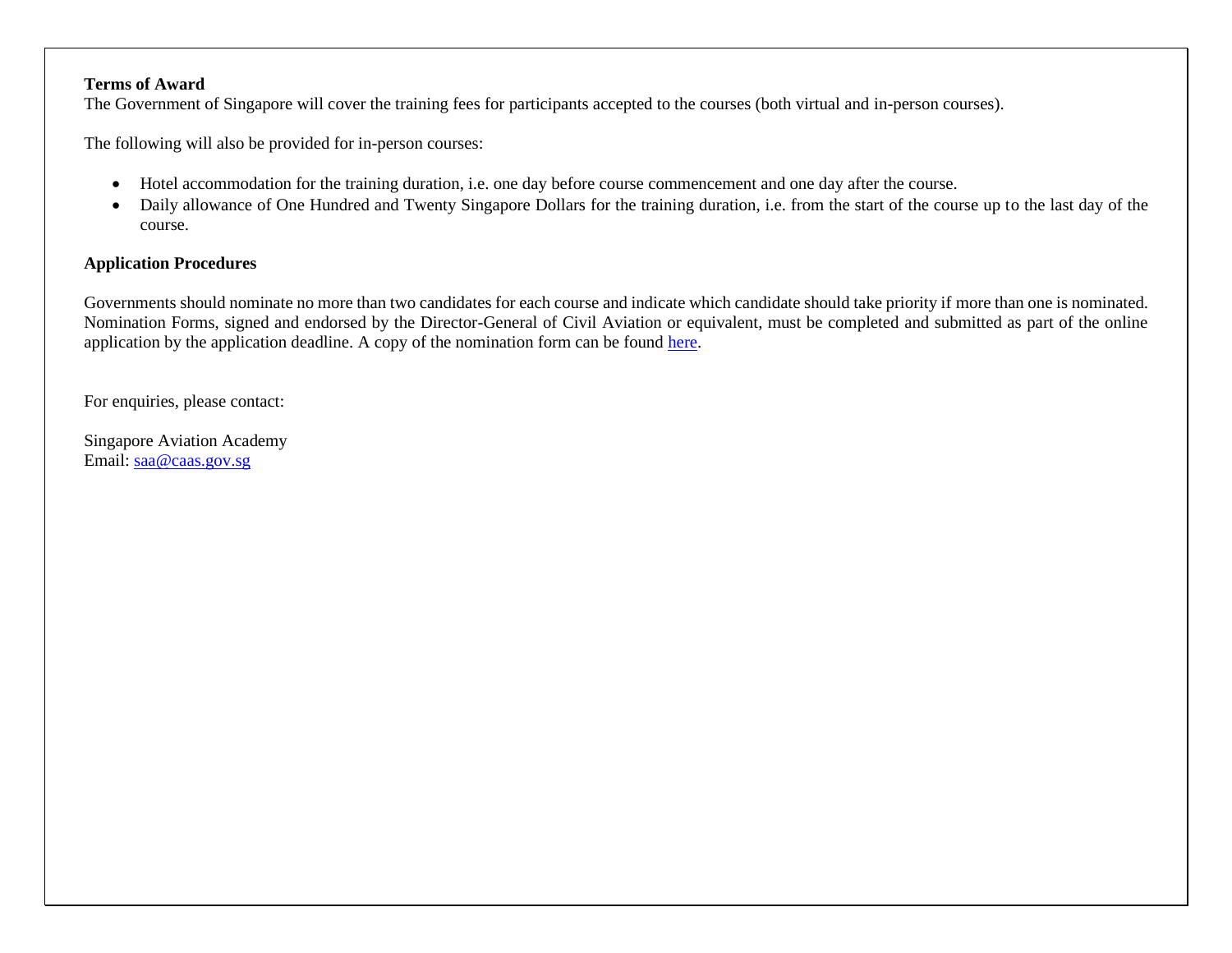**Terms of Award**

The Government of Singapore will cover the training fees for participants accepted to the courses (both virtual and in-person courses).

The following will also be provided for in-person courses:

- Hotel accommodation for the training duration, i.e. one day before course commencement and one day after the course.
- Daily allowance of One Hundred and Twenty Singapore Dollars for the training duration, i.e. from the start of the course up to the last day of the course.

**Application Procedures**

Governments should nominate no more than two candidates for each course and indicate which candidate should take priority if more than one is nominated. Nomination Forms, signed and endorsed by the Director-General of Civil Aviation or equivalent, must be completed and submitted as part of the online application by the application deadline. A copy of the nomination form can be found here.

For enquiries, please contact:

Singapore Aviation Academy
Email: saa@caas.gov.sg